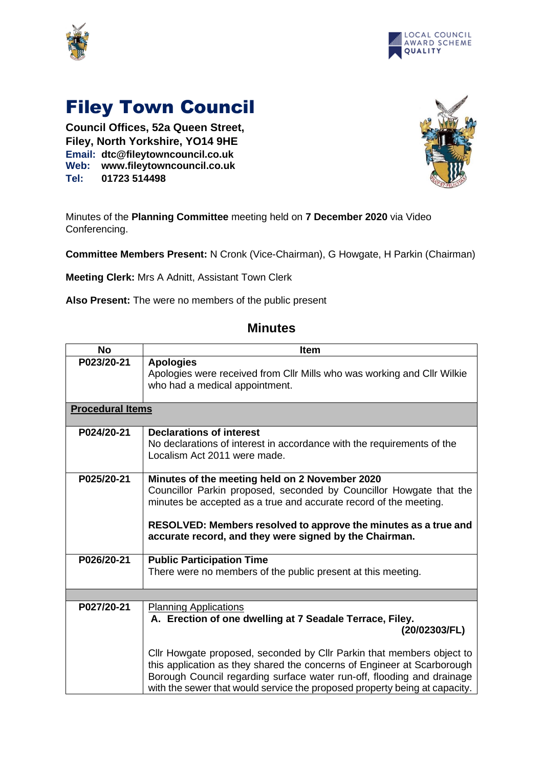# Filey Town Council

**Council Offices, 52a Queen Street,**
**Filey, North Yorkshire, YO14 9HE**
**Email: dtc@fileytowncouncil.co.uk**
**Web: www.fileytowncouncil.co.uk**
**Tel: 01723 514498**

Minutes of the **Planning Committee** meeting held on **7 December 2020** via Video Conferencing.

**Committee Members Present:** N Cronk (Vice-Chairman), G Howgate, H Parkin (Chairman)

**Meeting Clerk:** Mrs A Adnitt, Assistant Town Clerk

**Also Present:** The were no members of the public present

## Minutes

| No | Item |
|---|---|
| P023/20-21 | **Apologies**<br>Apologies were received from Cllr Mills who was working and Cllr Wilkie who had a medical appointment. |
| **Procedural Items** | |
| P024/20-21 | **Declarations of interest**<br>No declarations of interest in accordance with the requirements of the Localism Act 2011 were made. |
| P025/20-21 | **Minutes of the meeting held on 2 November 2020**<br>Councillor Parkin proposed, seconded by Councillor Howgate that the minutes be accepted as a true and accurate record of the meeting.<br><br>**RESOLVED: Members resolved to approve the minutes as a true and accurate record, and they were signed by the Chairman.** |
| P026/20-21 | **Public Participation Time**<br>There were no members of the public present at this meeting. |
| | |
| P027/20-21 | Planning Applications<br>**A. Erection of one dwelling at 7 Seadale Terrace, Filey. (20/02303/FL)**<br><br>Cllr Howgate proposed, seconded by Cllr Parkin that members object to this application as they shared the concerns of Engineer at Scarborough Borough Council regarding surface water run-off, flooding and drainage with the sewer that would service the proposed property being at capacity. |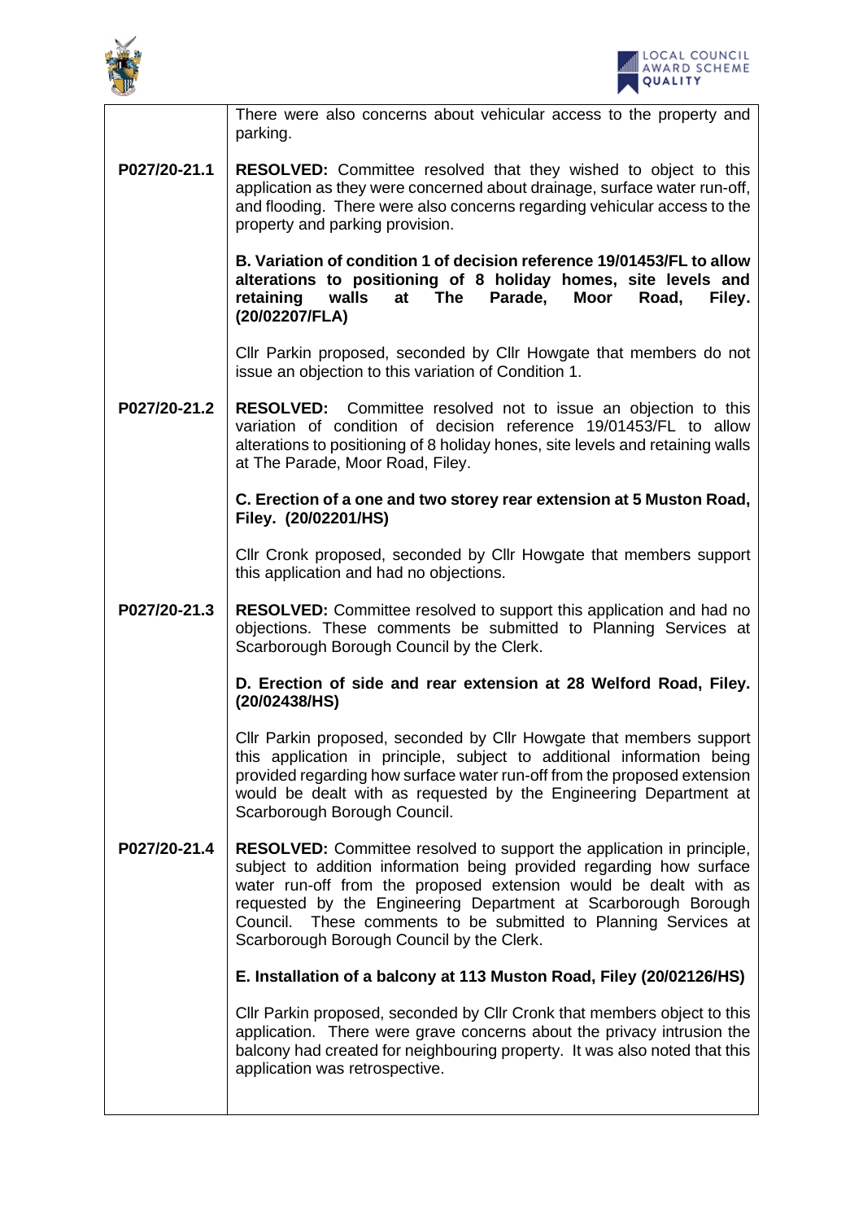| | |
|---|---|
| | There were also concerns about vehicular access to the property and parking. |
| P027/20-21.1 | **RESOLVED:** Committee resolved that they wished to object to this application as they were concerned about drainage, surface water run-off, and flooding. There were also concerns regarding vehicular access to the property and parking provision. |
| | **B. Variation of condition 1 of decision reference 19/01453/FL to allow alterations to positioning of 8 holiday homes, site levels and retaining walls at The Parade, Moor Road, Filey. (20/02207/FLA)** |
| | Cllr Parkin proposed, seconded by Cllr Howgate that members do not issue an objection to this variation of Condition 1. |
| P027/20-21.2 | **RESOLVED:** Committee resolved not to issue an objection to this variation of condition of decision reference 19/01453/FL to allow alterations to positioning of 8 holiday hones, site levels and retaining walls at The Parade, Moor Road, Filey. |
| | **C. Erection of a one and two storey rear extension at 5 Muston Road, Filey. (20/02201/HS)** |
| | Cllr Cronk proposed, seconded by Cllr Howgate that members support this application and had no objections. |
| P027/20-21.3 | **RESOLVED:** Committee resolved to support this application and had no objections. These comments be submitted to Planning Services at Scarborough Borough Council by the Clerk. |
| | **D. Erection of side and rear extension at 28 Welford Road, Filey. (20/02438/HS)** |
| | Cllr Parkin proposed, seconded by Cllr Howgate that members support this application in principle, subject to additional information being provided regarding how surface water run-off from the proposed extension would be dealt with as requested by the Engineering Department at Scarborough Borough Council. |
| P027/20-21.4 | **RESOLVED:** Committee resolved to support the application in principle, subject to addition information being provided regarding how surface water run-off from the proposed extension would be dealt with as requested by the Engineering Department at Scarborough Borough Council. These comments to be submitted to Planning Services at Scarborough Borough Council by the Clerk. |
| | **E. Installation of a balcony at 113 Muston Road, Filey (20/02126/HS)** |
| | Cllr Parkin proposed, seconded by Cllr Cronk that members object to this application. There were grave concerns about the privacy intrusion the balcony had created for neighbouring property. It was also noted that this application was retrospective. |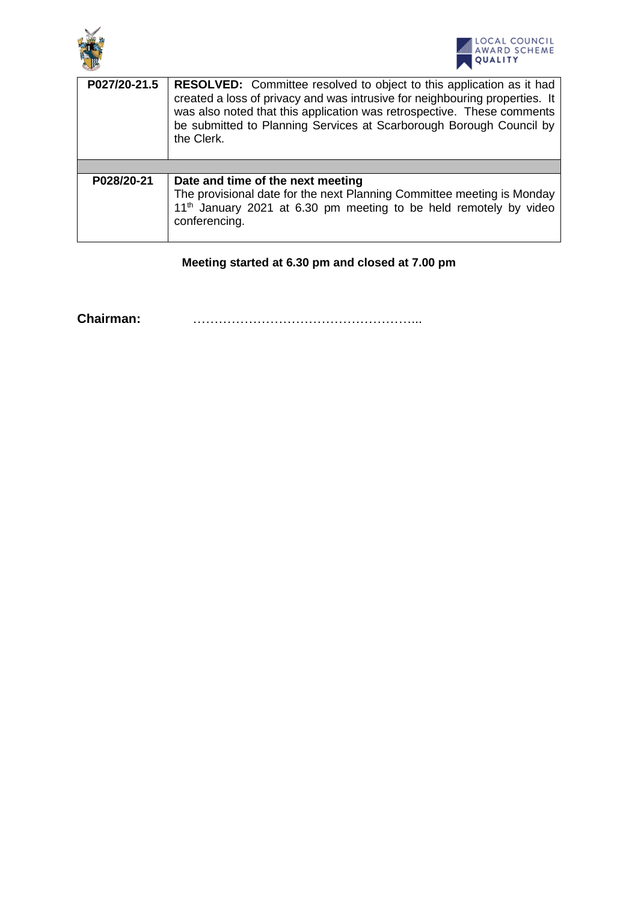| | |
|---|---|
| **P027/20-21.5** | **RESOLVED:** Committee resolved to object to this application as it had created a loss of privacy and was intrusive for neighbouring properties. It was also noted that this application was retrospective. These comments be submitted to Planning Services at Scarborough Borough Council by the Clerk. |
| | |
| **P028/20-21** | **Date and time of the next meeting**<br>The provisional date for the next Planning Committee meeting is Monday 11th January 2021 at 6.30 pm meeting to be held remotely by video conferencing. |

**Meeting started at 6.30 pm and closed at 7.00 pm**

**Chairman:** ……………………………………………...